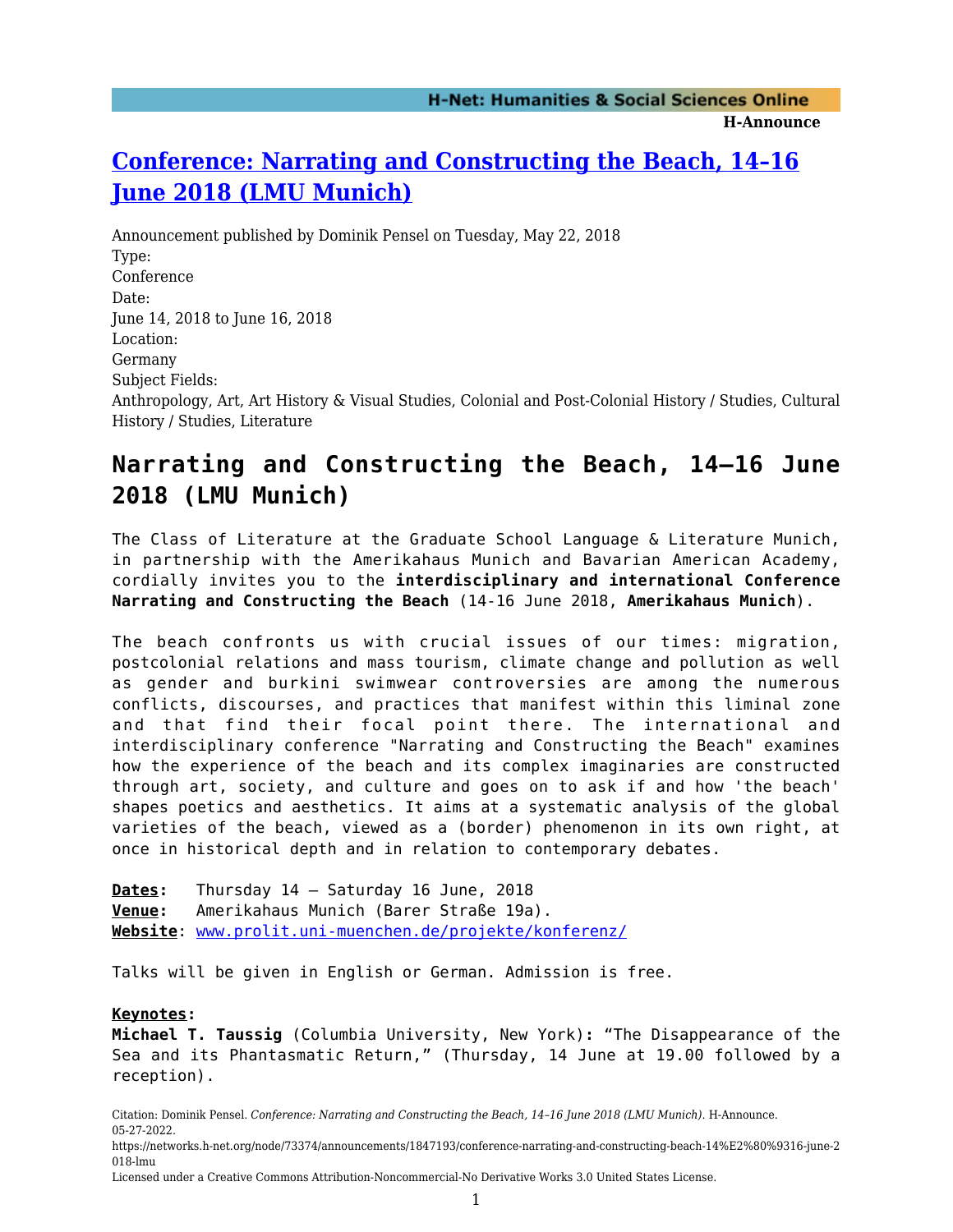# [Conference: Narrating and Constructing the Beach, 14–16 June 2018 (LMU Munich)](https://networks.h-net.org/node/73374/announcements/1847193/conference-narrating-and-constructing-beach-14%E2%80%9316-june-2018-lmu)

Announcement published by Dominik Pensel on Tuesday, May 22, 2018

Type:
Conference

Date:
June 14, 2018 to June 16, 2018

Location:
Germany

Subject Fields:
Anthropology, Art, Art History & Visual Studies, Colonial and Post-Colonial History / Studies, Cultural History / Studies, Literature

## Narrating and Constructing the Beach, 14–16 June 2018 (LMU Munich)

The Class of Literature at the Graduate School Language & Literature Munich, in partnership with the Amerikahaus Munich and Bavarian American Academy, cordially invites you to the **interdisciplinary and international Conference Narrating and Constructing the Beach** (14-16 June 2018, **Amerikahaus Munich**).

The beach confronts us with crucial issues of our times: migration, postcolonial relations and mass tourism, climate change and pollution as well as gender and burkini swimwear controversies are among the numerous conflicts, discourses, and practices that manifest within this liminal zone and that find their focal point there. The international and interdisciplinary conference "Narrating and Constructing the Beach" examines how the experience of the beach and its complex imaginaries are constructed through art, society, and culture and goes on to ask if and how 'the beach' shapes poetics and aesthetics. It aims at a systematic analysis of the global varieties of the beach, viewed as a (border) phenomenon in its own right, at once in historical depth and in relation to contemporary debates.

**Dates:** Thursday 14 – Saturday 16 June, 2018
**Venue:** Amerikahaus Munich (Barer Straße 19a).
**Website**: [www.prolit.uni-muenchen.de/projekte/konferenz/](http://www.prolit.uni-muenchen.de/projekte/konferenz/)

Talks will be given in English or German. Admission is free.

**Keynotes:**
**Michael T. Taussig** (Columbia University, New York): "The Disappearance of the Sea and its Phantasmatic Return," (Thursday, 14 June at 19.00 followed by a reception).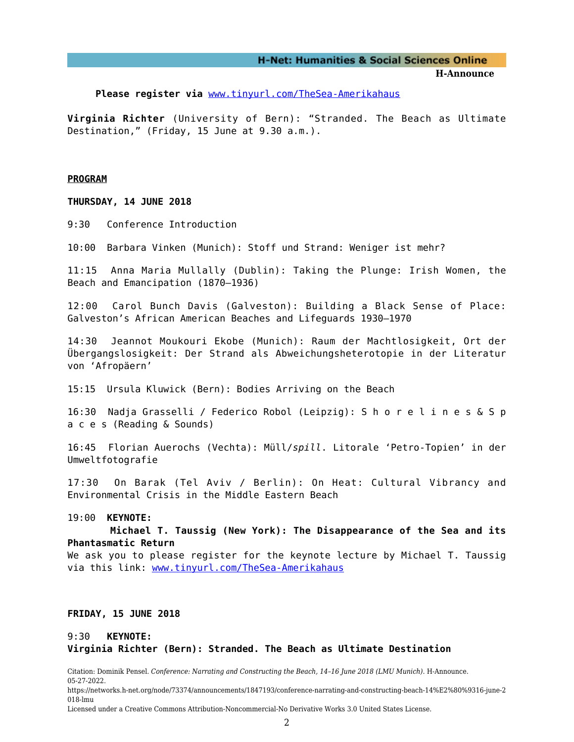**Please register via** [www.tinyurl.com/TheSea-Amerikahaus](www.tinyurl.com/TheSea-Amerikahaus)

**Virginia Richter** (University of Bern): "Stranded. The Beach as Ultimate Destination," (Friday, 15 June at 9.30 a.m.).

**PROGRAM**

**THURSDAY, 14 JUNE 2018**

9:30 Conference Introduction

10:00 Barbara Vinken (Munich): Stoff und Strand: Weniger ist mehr?

11:15 Anna Maria Mullally (Dublin): Taking the Plunge: Irish Women, the Beach and Emancipation (1870–1936)

12:00 Carol Bunch Davis (Galveston): Building a Black Sense of Place: Galveston's African American Beaches and Lifeguards 1930–1970

14:30 Jeannot Moukouri Ekobe (Munich): Raum der Machtlosigkeit, Ort der Übergangslosigkeit: Der Strand als Abweichungsheterotopie in der Literatur von 'Afropäern'

15:15 Ursula Kluwick (Bern): Bodies Arriving on the Beach

16:30 Nadja Grasselli / Federico Robol (Leipzig): S h o r e l i n e s & S p a c e s (Reading & Sounds)

16:45 Florian Auerochs (Vechta): Müll/*spill*. Litorale 'Petro-Topien' in der Umweltfotografie

17:30 On Barak (Tel Aviv / Berlin): On Heat: Cultural Vibrancy and Environmental Crisis in the Middle Eastern Beach

19:00 **KEYNOTE:**
**Michael T. Taussig (New York): The Disappearance of the Sea and its Phantasmatic Return**
We ask you to please register for the keynote lecture by Michael T. Taussig via this link: [www.tinyurl.com/TheSea-Amerikahaus](www.tinyurl.com/TheSea-Amerikahaus)

**FRIDAY, 15 JUNE 2018**

9:30 **KEYNOTE:**
**Virginia Richter (Bern): Stranded. The Beach as Ultimate Destination**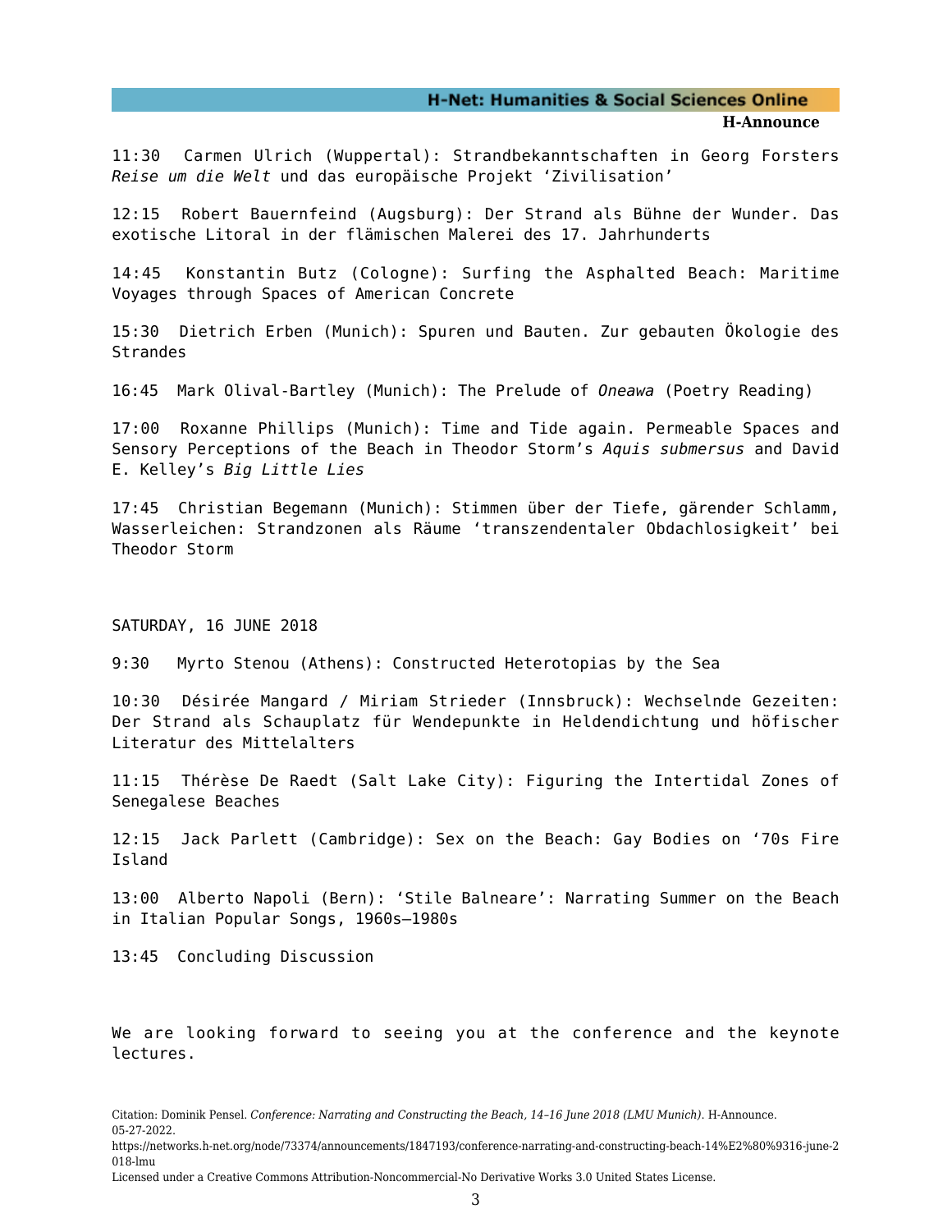11:30 Carmen Ulrich (Wuppertal): Strandbekanntschaften in Georg Forsters *Reise um die Welt* und das europäische Projekt ‘Zivilisation’

12:15 Robert Bauernfeind (Augsburg): Der Strand als Bühne der Wunder. Das exotische Litoral in der flämischen Malerei des 17. Jahrhunderts

14:45 Konstantin Butz (Cologne): Surfing the Asphalted Beach: Maritime Voyages through Spaces of American Concrete

15:30 Dietrich Erben (Munich): Spuren und Bauten. Zur gebauten Ökologie des Strandes

16:45 Mark Olival-Bartley (Munich): The Prelude of *Oneawa* (Poetry Reading)

17:00 Roxanne Phillips (Munich): Time and Tide again. Permeable Spaces and Sensory Perceptions of the Beach in Theodor Storm’s *Aquis submersus* and David E. Kelley’s *Big Little Lies*

17:45 Christian Begemann (Munich): Stimmen über der Tiefe, gärender Schlamm, Wasserleichen: Strandzonen als Räume ‘transzendentaler Obdachlosigkeit’ bei Theodor Storm

SATURDAY, 16 JUNE 2018

9:30 Myrto Stenou (Athens): Constructed Heterotopias by the Sea

10:30 Désirée Mangard / Miriam Strieder (Innsbruck): Wechselnde Gezeiten: Der Strand als Schauplatz für Wendepunkte in Heldendichtung und höfischer Literatur des Mittelalters

11:15 Thérèse De Raedt (Salt Lake City): Figuring the Intertidal Zones of Senegalese Beaches

12:15 Jack Parlett (Cambridge): Sex on the Beach: Gay Bodies on ‘70s Fire Island

13:00 Alberto Napoli (Bern): ‘Stile Balneare’: Narrating Summer on the Beach in Italian Popular Songs, 1960s–1980s

13:45 Concluding Discussion

We are looking forward to seeing you at the conference and the keynote lectures.

Citation: Dominik Pensel. *Conference: Narrating and Constructing the Beach, 14–16 June 2018 (LMU Munich)*. H-Announce. 05-27-2022.
https://networks.h-net.org/node/73374/announcements/1847193/conference-narrating-and-constructing-beach-14%E2%80%9316-june-2018-lmu
Licensed under a Creative Commons Attribution-Noncommercial-No Derivative Works 3.0 United States License.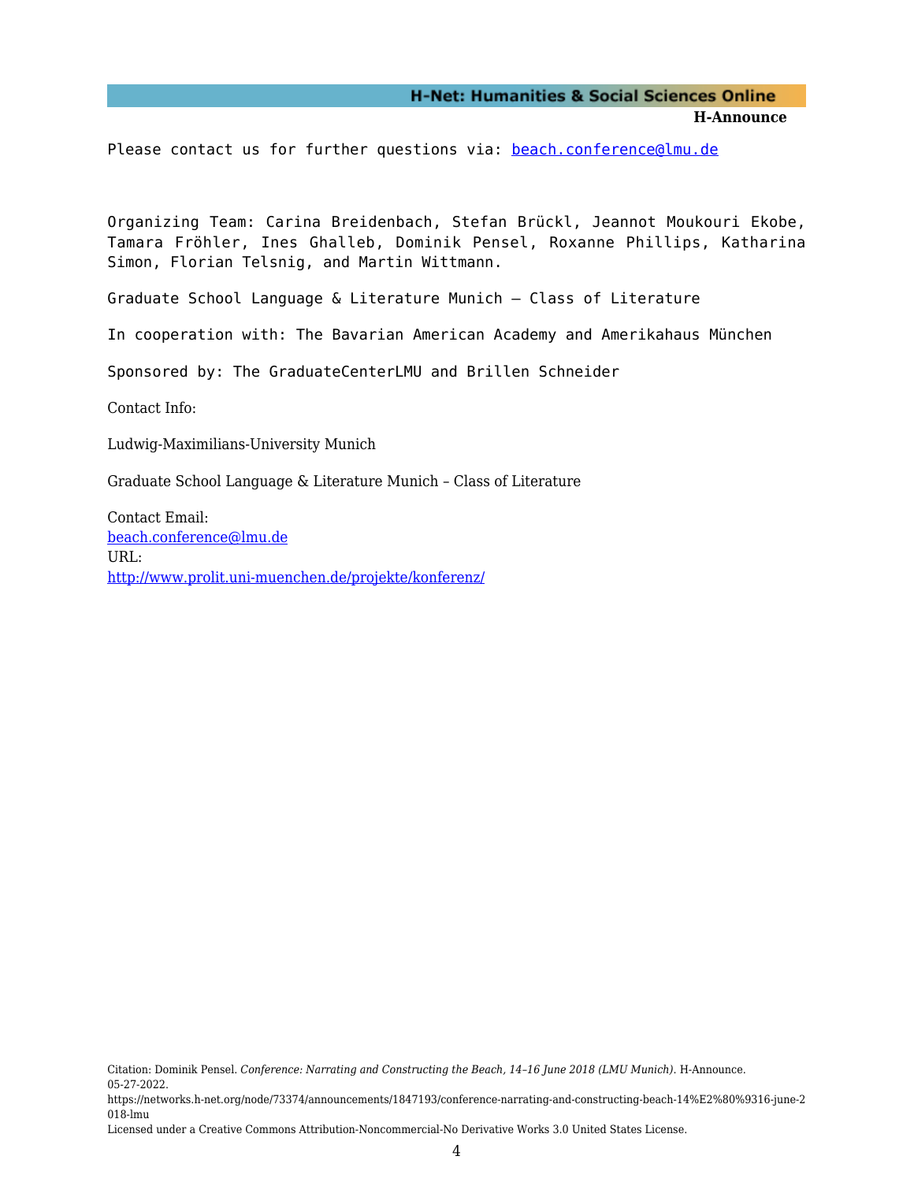Please contact us for further questions via: beach.conference@lmu.de

Organizing Team: Carina Breidenbach, Stefan Brückl, Jeannot Moukouri Ekobe, Tamara Fröhler, Ines Ghalleb, Dominik Pensel, Roxanne Phillips, Katharina Simon, Florian Telsnig, and Martin Wittmann.

Graduate School Language & Literature Munich – Class of Literature

In cooperation with: The Bavarian American Academy and Amerikahaus München

Sponsored by: The GraduateCenterLMU and Brillen Schneider

Contact Info:

Ludwig-Maximilians-University Munich

Graduate School Language & Literature Munich – Class of Literature

Contact Email:
beach.conference@lmu.de
URL:
http://www.prolit.uni-muenchen.de/projekte/konferenz/